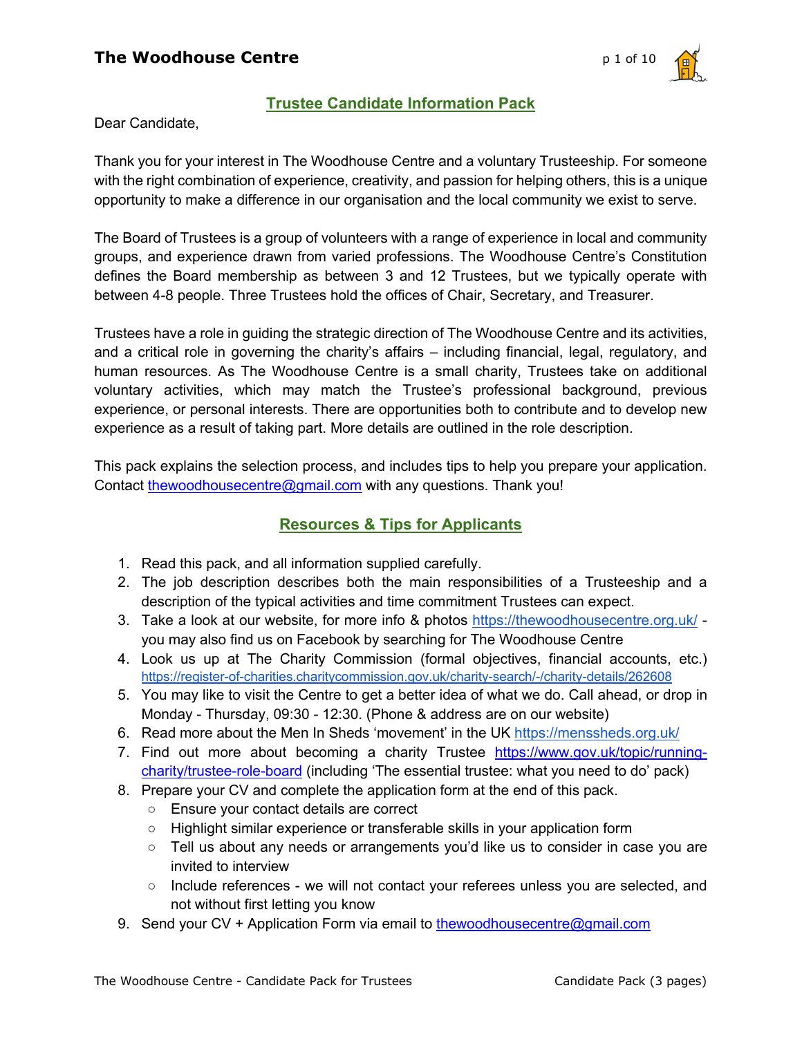## Trustee Candidate Information Pack

Dear Candidate,

Thank you for your interest in The Woodhouse Centre and a voluntary Trusteeship. For someone with the right combination of experience, creativity, and passion for helping others, this is a unique opportunity to make a difference in our organisation and the local community we exist to serve.

The Board of Trustees is a group of volunteers with a range of experience in local and community groups, and experience drawn from varied professions. The Woodhouse Centre's Constitution defines the Board membership as between 3 and 12 Trustees, but we typically operate with between 4-8 people. Three Trustees hold the offices of Chair, Secretary, and Treasurer.

Trustees have a role in guiding the strategic direction of The Woodhouse Centre and its activities, and a critical role in governing the charity's affairs – including financial, legal, regulatory, and human resources. As The Woodhouse Centre is a small charity, Trustees take on additional voluntary activities, which may match the Trustee's professional background, previous experience, or personal interests. There are opportunities both to contribute and to develop new experience as a result of taking part. More details are outlined in the role description.

This pack explains the selection process, and includes tips to help you prepare your application. Contact thewoodhousecentre@gmail.com with any questions. Thank you!

## Resources & Tips for Applicants

1. Read this pack, and all information supplied carefully.
2. The job description describes both the main responsibilities of a Trusteeship and a description of the typical activities and time commitment Trustees can expect.
3. Take a look at our website, for more info & photos https://thewoodhousecentre.org.uk/ - you may also find us on Facebook by searching for The Woodhouse Centre
4. Look us up at The Charity Commission (formal objectives, financial accounts, etc.) https://register-of-charities.charitycommission.gov.uk/charity-search/-/charity-details/262608
5. You may like to visit the Centre to get a better idea of what we do. Call ahead, or drop in Monday - Thursday, 09:30 - 12:30. (Phone & address are on our website)
6. Read more about the Men In Sheds 'movement' in the UK https://menssheds.org.uk/
7. Find out more about becoming a charity Trustee https://www.gov.uk/topic/running-charity/trustee-role-board (including 'The essential trustee: what you need to do' pack)
8. Prepare your CV and complete the application form at the end of this pack.
   - Ensure your contact details are correct
   - Highlight similar experience or transferable skills in your application form
   - Tell us about any needs or arrangements you'd like us to consider in case you are invited to interview
   - Include references - we will not contact your referees unless you are selected, and not without first letting you know
9. Send your CV + Application Form via email to thewoodhousecentre@gmail.com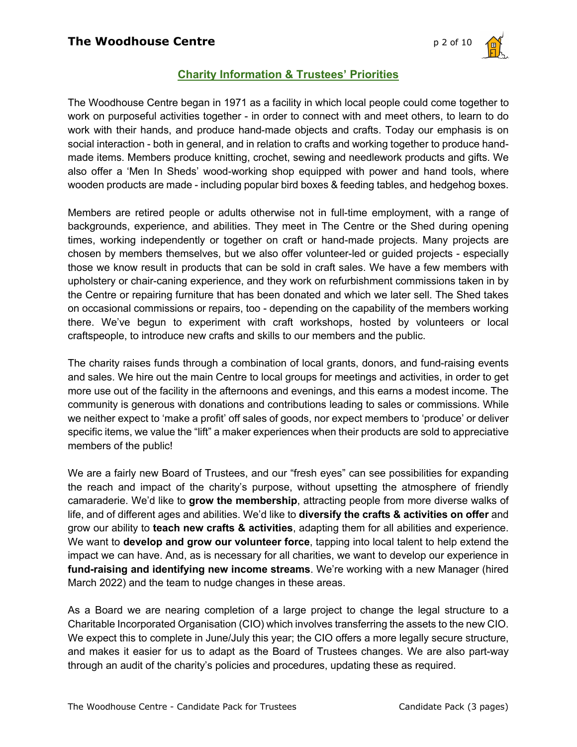## Charity Information & Trustees' Priorities

The Woodhouse Centre began in 1971 as a facility in which local people could come together to work on purposeful activities together - in order to connect with and meet others, to learn to do work with their hands, and produce hand-made objects and crafts. Today our emphasis is on social interaction - both in general, and in relation to crafts and working together to produce hand-made items. Members produce knitting, crochet, sewing and needlework products and gifts. We also offer a 'Men In Sheds' wood-working shop equipped with power and hand tools, where wooden products are made - including popular bird boxes & feeding tables, and hedgehog boxes.

Members are retired people or adults otherwise not in full-time employment, with a range of backgrounds, experience, and abilities. They meet in The Centre or the Shed during opening times, working independently or together on craft or hand-made projects. Many projects are chosen by members themselves, but we also offer volunteer-led or guided projects - especially those we know result in products that can be sold in craft sales. We have a few members with upholstery or chair-caning experience, and they work on refurbishment commissions taken in by the Centre or repairing furniture that has been donated and which we later sell. The Shed takes on occasional commissions or repairs, too - depending on the capability of the members working there. We've begun to experiment with craft workshops, hosted by volunteers or local craftspeople, to introduce new crafts and skills to our members and the public.

The charity raises funds through a combination of local grants, donors, and fund-raising events and sales. We hire out the main Centre to local groups for meetings and activities, in order to get more use out of the facility in the afternoons and evenings, and this earns a modest income. The community is generous with donations and contributions leading to sales or commissions. While we neither expect to 'make a profit' off sales of goods, nor expect members to 'produce' or deliver specific items, we value the "lift" a maker experiences when their products are sold to appreciative members of the public!

We are a fairly new Board of Trustees, and our "fresh eyes" can see possibilities for expanding the reach and impact of the charity's purpose, without upsetting the atmosphere of friendly camaraderie. We'd like to **grow the membership**, attracting people from more diverse walks of life, and of different ages and abilities. We'd like to **diversify the crafts & activities on offer** and grow our ability to **teach new crafts & activities**, adapting them for all abilities and experience. We want to **develop and grow our volunteer force**, tapping into local talent to help extend the impact we can have. And, as is necessary for all charities, we want to develop our experience in **fund-raising and identifying new income streams**. We're working with a new Manager (hired March 2022) and the team to nudge changes in these areas.

As a Board we are nearing completion of a large project to change the legal structure to a Charitable Incorporated Organisation (CIO) which involves transferring the assets to the new CIO. We expect this to complete in June/July this year; the CIO offers a more legally secure structure, and makes it easier for us to adapt as the Board of Trustees changes. We are also part-way through an audit of the charity's policies and procedures, updating these as required.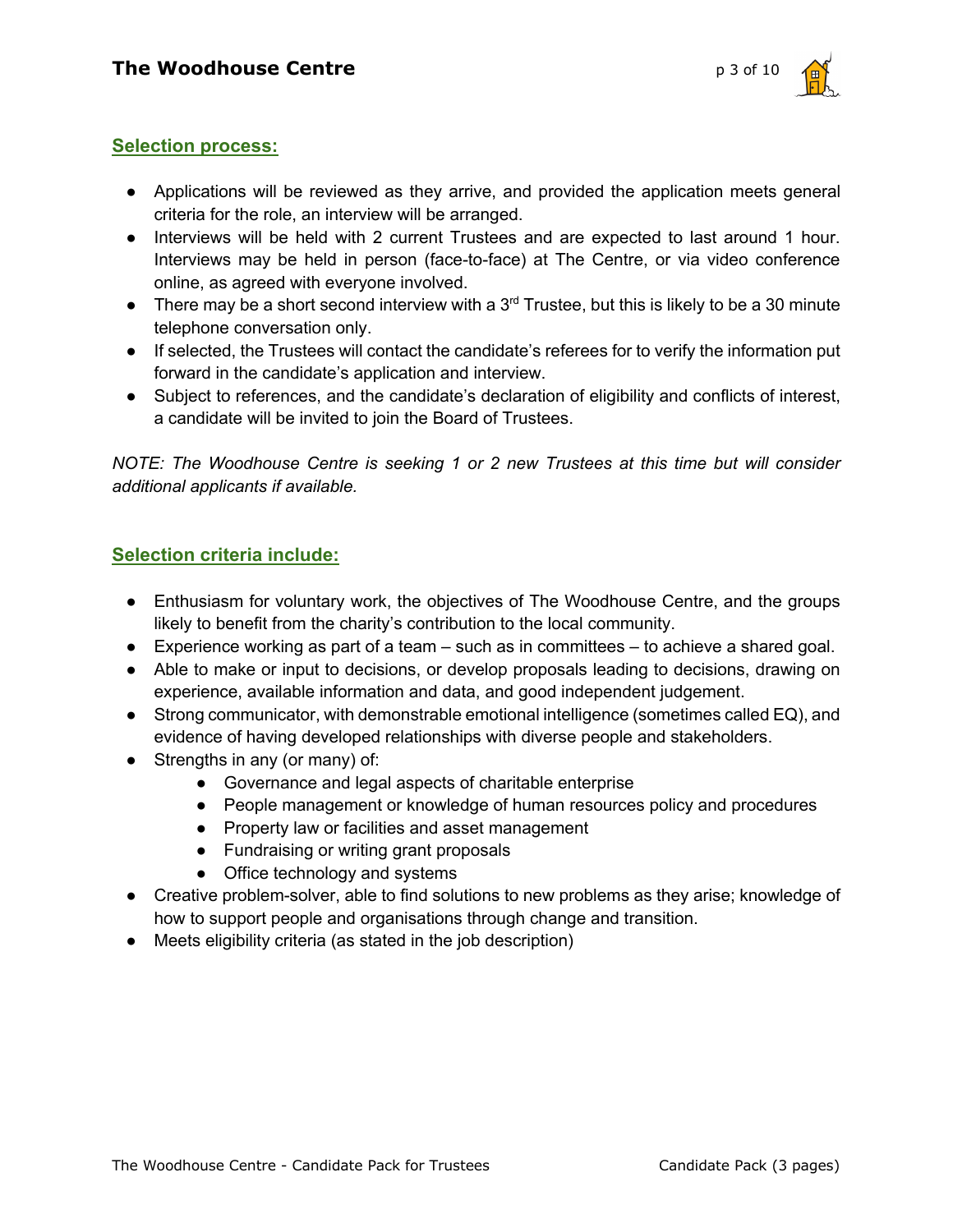## Selection process:

- Applications will be reviewed as they arrive, and provided the application meets general criteria for the role, an interview will be arranged.
- Interviews will be held with 2 current Trustees and are expected to last around 1 hour. Interviews may be held in person (face-to-face) at The Centre, or via video conference online, as agreed with everyone involved.
- There may be a short second interview with a 3rd Trustee, but this is likely to be a 30 minute telephone conversation only.
- If selected, the Trustees will contact the candidate's referees for to verify the information put forward in the candidate's application and interview.
- Subject to references, and the candidate's declaration of eligibility and conflicts of interest, a candidate will be invited to join the Board of Trustees.

*NOTE: The Woodhouse Centre is seeking 1 or 2 new Trustees at this time but will consider additional applicants if available.*

## Selection criteria include:

- Enthusiasm for voluntary work, the objectives of The Woodhouse Centre, and the groups likely to benefit from the charity's contribution to the local community.
- Experience working as part of a team – such as in committees – to achieve a shared goal.
- Able to make or input to decisions, or develop proposals leading to decisions, drawing on experience, available information and data, and good independent judgement.
- Strong communicator, with demonstrable emotional intelligence (sometimes called EQ), and evidence of having developed relationships with diverse people and stakeholders.
- Strengths in any (or many) of:
    - Governance and legal aspects of charitable enterprise
    - People management or knowledge of human resources policy and procedures
    - Property law or facilities and asset management
    - Fundraising or writing grant proposals
    - Office technology and systems
- Creative problem-solver, able to find solutions to new problems as they arise; knowledge of how to support people and organisations through change and transition.
- Meets eligibility criteria (as stated in the job description)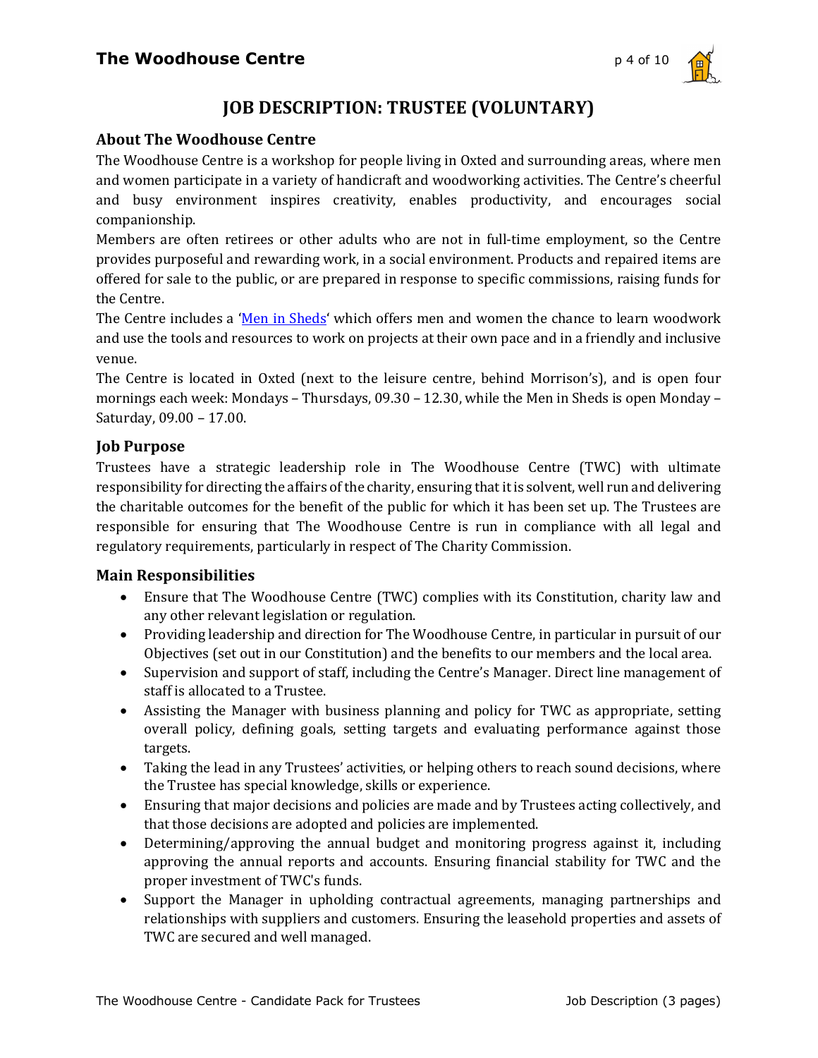# JOB DESCRIPTION: TRUSTEE (VOLUNTARY)

## About The Woodhouse Centre

The Woodhouse Centre is a workshop for people living in Oxted and surrounding areas, where men and women participate in a variety of handicraft and woodworking activities. The Centre's cheerful and busy environment inspires creativity, enables productivity, and encourages social companionship.

Members are often retirees or other adults who are not in full-time employment, so the Centre provides purposeful and rewarding work, in a social environment. Products and repaired items are offered for sale to the public, or are prepared in response to specific commissions, raising funds for the Centre.

The Centre includes a 'Men in Sheds' which offers men and women the chance to learn woodwork and use the tools and resources to work on projects at their own pace and in a friendly and inclusive venue.

The Centre is located in Oxted (next to the leisure centre, behind Morrison's), and is open four mornings each week: Mondays – Thursdays, 09.30 – 12.30, while the Men in Sheds is open Monday – Saturday, 09.00 – 17.00.

## Job Purpose

Trustees have a strategic leadership role in The Woodhouse Centre (TWC) with ultimate responsibility for directing the affairs of the charity, ensuring that it is solvent, well run and delivering the charitable outcomes for the benefit of the public for which it has been set up. The Trustees are responsible for ensuring that The Woodhouse Centre is run in compliance with all legal and regulatory requirements, particularly in respect of The Charity Commission.

## Main Responsibilities

- Ensure that The Woodhouse Centre (TWC) complies with its Constitution, charity law and any other relevant legislation or regulation.
- Providing leadership and direction for The Woodhouse Centre, in particular in pursuit of our Objectives (set out in our Constitution) and the benefits to our members and the local area.
- Supervision and support of staff, including the Centre's Manager. Direct line management of staff is allocated to a Trustee.
- Assisting the Manager with business planning and policy for TWC as appropriate, setting overall policy, defining goals, setting targets and evaluating performance against those targets.
- Taking the lead in any Trustees' activities, or helping others to reach sound decisions, where the Trustee has special knowledge, skills or experience.
- Ensuring that major decisions and policies are made and by Trustees acting collectively, and that those decisions are adopted and policies are implemented.
- Determining/approving the annual budget and monitoring progress against it, including approving the annual reports and accounts. Ensuring financial stability for TWC and the proper investment of TWC's funds.
- Support the Manager in upholding contractual agreements, managing partnerships and relationships with suppliers and customers. Ensuring the leasehold properties and assets of TWC are secured and well managed.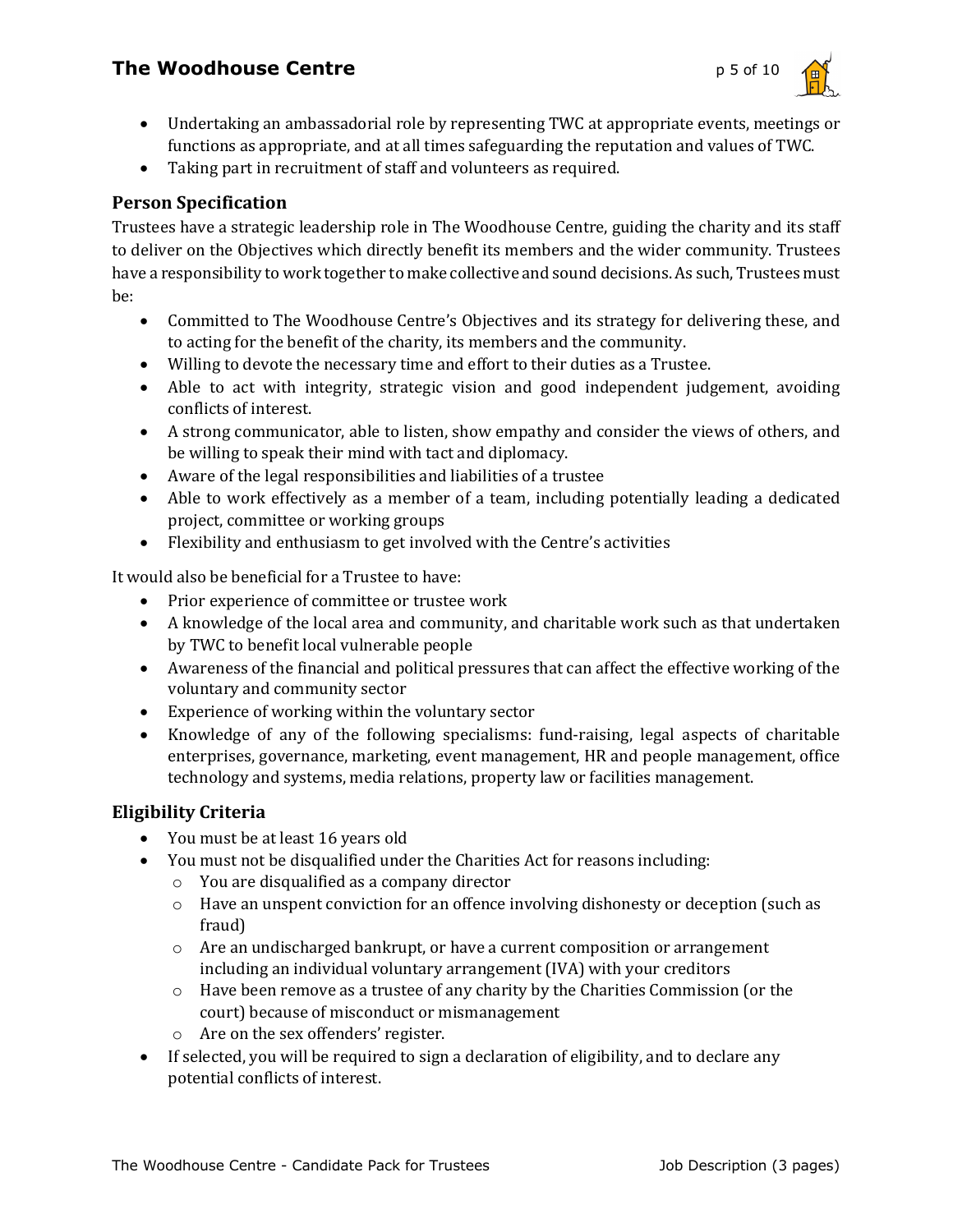- Undertaking an ambassadorial role by representing TWC at appropriate events, meetings or functions as appropriate, and at all times safeguarding the reputation and values of TWC.
- Taking part in recruitment of staff and volunteers as required.

## Person Specification

Trustees have a strategic leadership role in The Woodhouse Centre, guiding the charity and its staff to deliver on the Objectives which directly benefit its members and the wider community. Trustees have a responsibility to work together to make collective and sound decisions. As such, Trustees must be:

- Committed to The Woodhouse Centre's Objectives and its strategy for delivering these, and to acting for the benefit of the charity, its members and the community.
- Willing to devote the necessary time and effort to their duties as a Trustee.
- Able to act with integrity, strategic vision and good independent judgement, avoiding conflicts of interest.
- A strong communicator, able to listen, show empathy and consider the views of others, and be willing to speak their mind with tact and diplomacy.
- Aware of the legal responsibilities and liabilities of a trustee
- Able to work effectively as a member of a team, including potentially leading a dedicated project, committee or working groups
- Flexibility and enthusiasm to get involved with the Centre's activities

It would also be beneficial for a Trustee to have:

- Prior experience of committee or trustee work
- A knowledge of the local area and community, and charitable work such as that undertaken by TWC to benefit local vulnerable people
- Awareness of the financial and political pressures that can affect the effective working of the voluntary and community sector
- Experience of working within the voluntary sector
- Knowledge of any of the following specialisms: fund-raising, legal aspects of charitable enterprises, governance, marketing, event management, HR and people management, office technology and systems, media relations, property law or facilities management.

## Eligibility Criteria

- You must be at least 16 years old
- You must not be disqualified under the Charities Act for reasons including:
  - You are disqualified as a company director
  - Have an unspent conviction for an offence involving dishonesty or deception (such as fraud)
  - Are an undischarged bankrupt, or have a current composition or arrangement including an individual voluntary arrangement (IVA) with your creditors
  - Have been remove as a trustee of any charity by the Charities Commission (or the court) because of misconduct or mismanagement
  - Are on the sex offenders' register.
- If selected, you will be required to sign a declaration of eligibility, and to declare any potential conflicts of interest.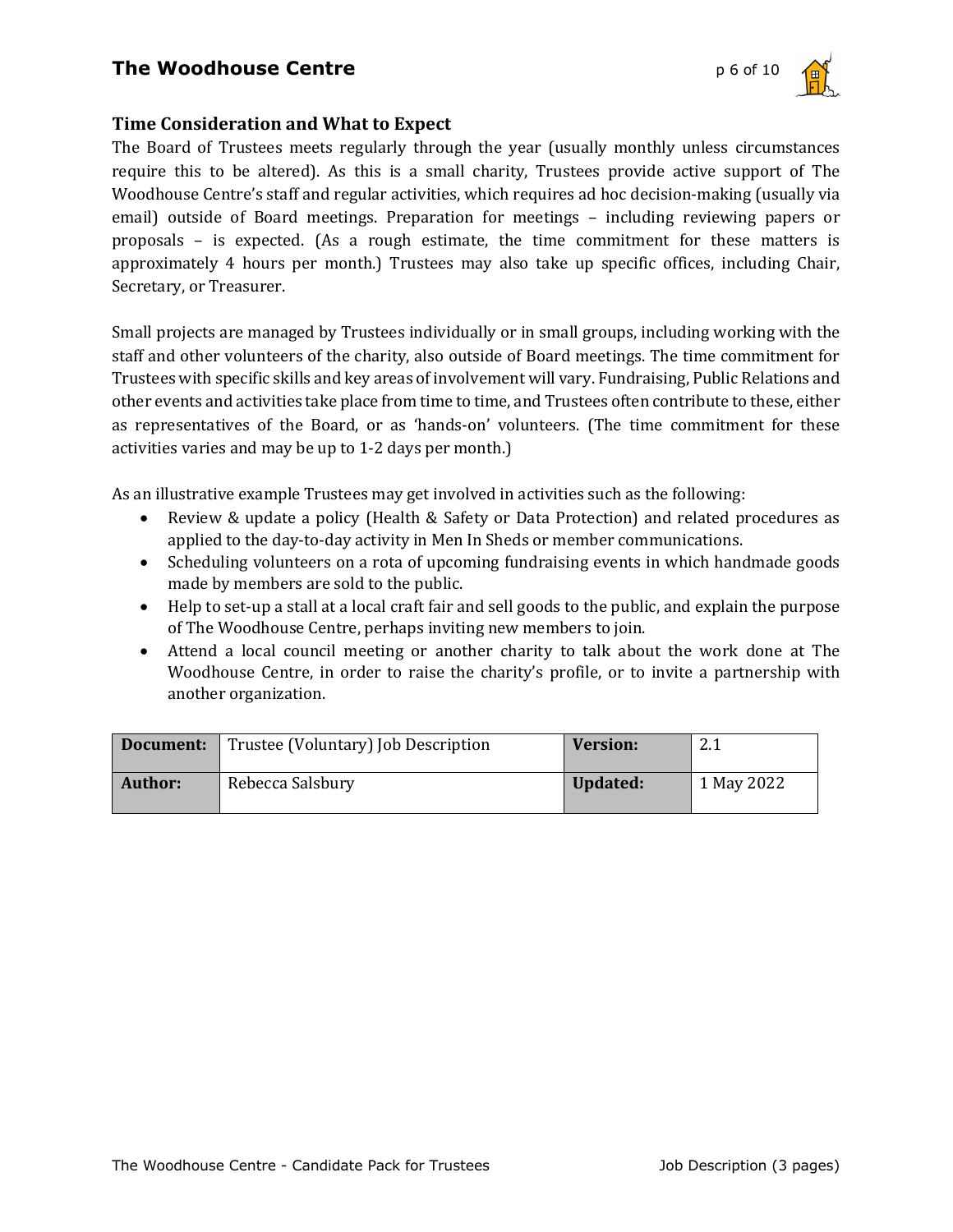### Time Consideration and What to Expect

The Board of Trustees meets regularly through the year (usually monthly unless circumstances require this to be altered). As this is a small charity, Trustees provide active support of The Woodhouse Centre's staff and regular activities, which requires ad hoc decision-making (usually via email) outside of Board meetings. Preparation for meetings – including reviewing papers or proposals – is expected. (As a rough estimate, the time commitment for these matters is approximately 4 hours per month.) Trustees may also take up specific offices, including Chair, Secretary, or Treasurer.

Small projects are managed by Trustees individually or in small groups, including working with the staff and other volunteers of the charity, also outside of Board meetings. The time commitment for Trustees with specific skills and key areas of involvement will vary. Fundraising, Public Relations and other events and activities take place from time to time, and Trustees often contribute to these, either as representatives of the Board, or as 'hands-on' volunteers. (The time commitment for these activities varies and may be up to 1-2 days per month.)

As an illustrative example Trustees may get involved in activities such as the following:

- Review & update a policy (Health & Safety or Data Protection) and related procedures as applied to the day-to-day activity in Men In Sheds or member communications.
- Scheduling volunteers on a rota of upcoming fundraising events in which handmade goods made by members are sold to the public.
- Help to set-up a stall at a local craft fair and sell goods to the public, and explain the purpose of The Woodhouse Centre, perhaps inviting new members to join.
- Attend a local council meeting or another charity to talk about the work done at The Woodhouse Centre, in order to raise the charity's profile, or to invite a partnership with another organization.

| **Document:** | Trustee (Voluntary) Job Description | **Version:** | 2.1 |
|---|---|---|---|
| **Author:** | Rebecca Salsbury | **Updated:** | 1 May 2022 |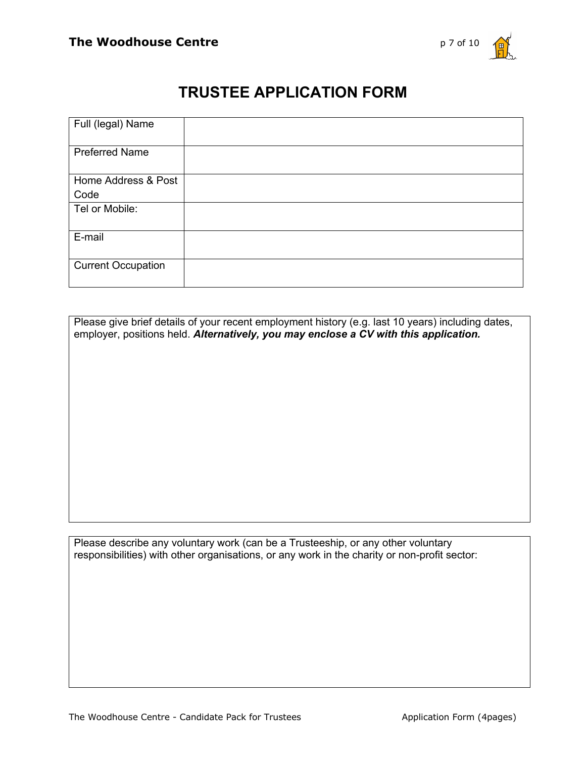# TRUSTEE APPLICATION FORM

| Full (legal) Name | |
|---|---|
| Preferred Name | |
| Home Address & Post Code | |
| Tel or Mobile: | |
| E-mail | |
| Current Occupation | |

Please give brief details of your recent employment history (e.g. last 10 years) including dates, employer, positions held. ***Alternatively, you may enclose a CV with this application.***

Please describe any voluntary work (can be a Trusteeship, or any other voluntary responsibilities) with other organisations, or any work in the charity or non-profit sector: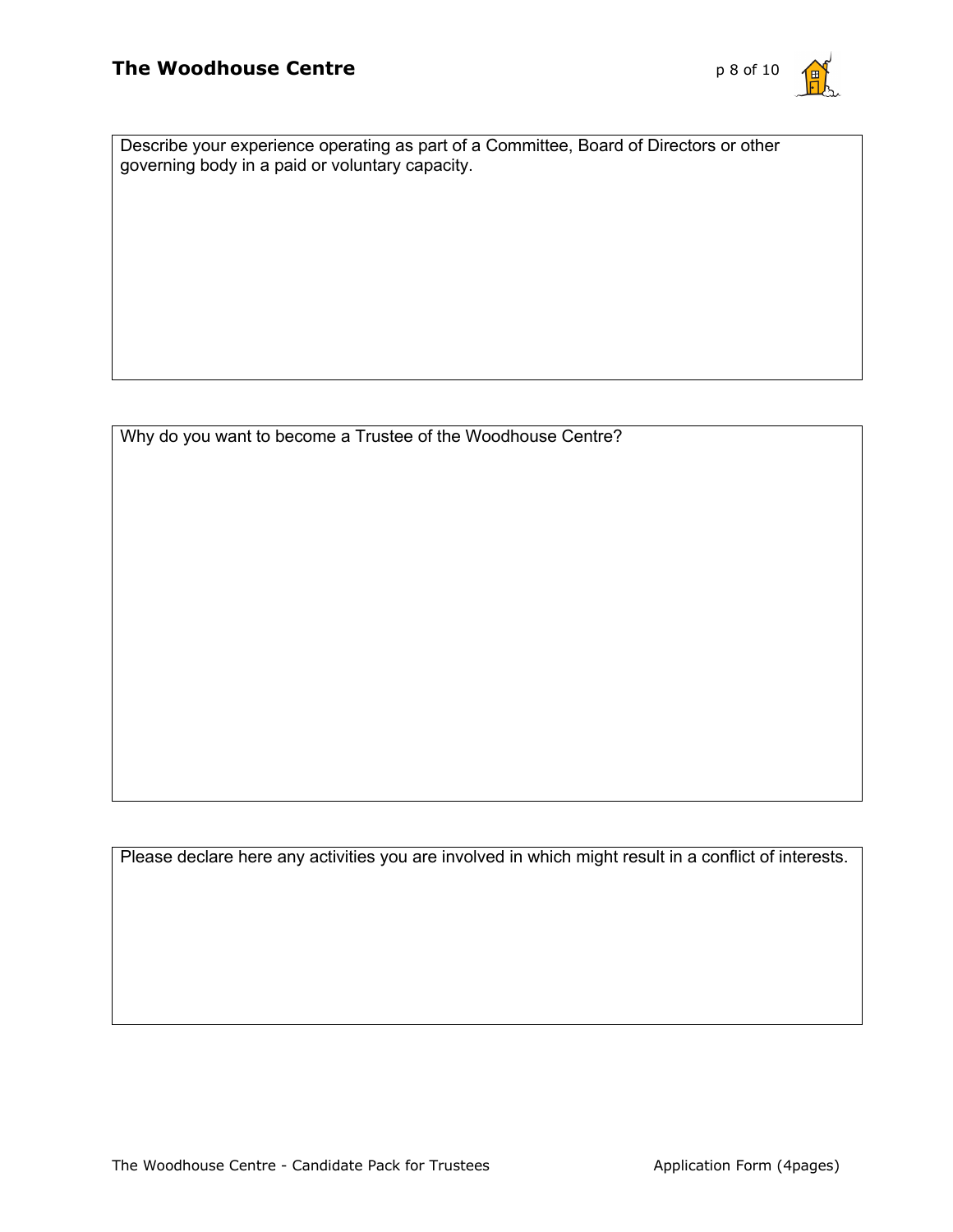Describe your experience operating as part of a Committee, Board of Directors or other governing body in a paid or voluntary capacity.

Why do you want to become a Trustee of the Woodhouse Centre?

Please declare here any activities you are involved in which might result in a conflict of interests.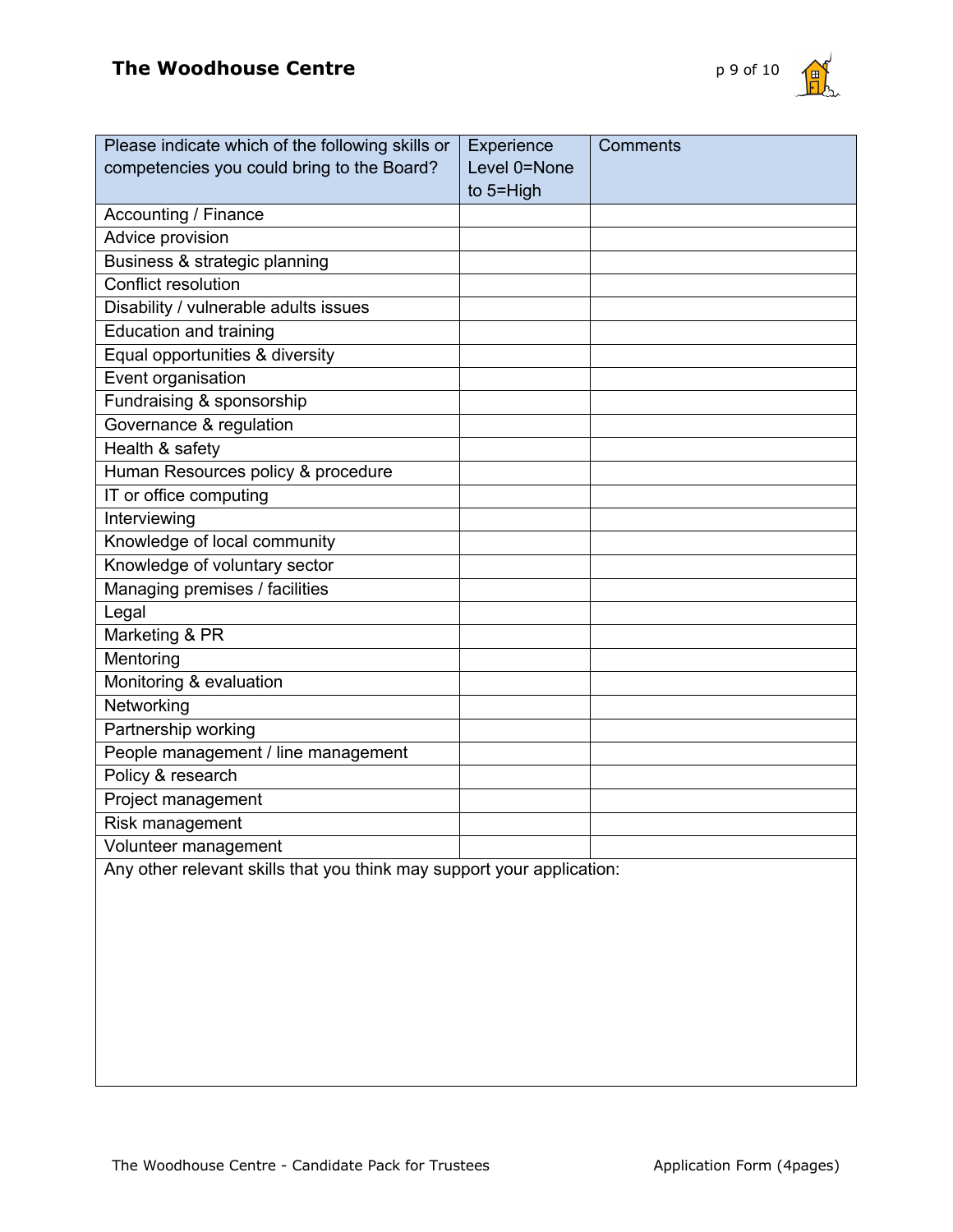| Please indicate which of the following skills or competencies you could bring to the Board? | Experience Level 0=None to 5=High | Comments |
| --- | --- | --- |
| Accounting / Finance | | |
| Advice provision | | |
| Business & strategic planning | | |
| Conflict resolution | | |
| Disability / vulnerable adults issues | | |
| Education and training | | |
| Equal opportunities & diversity | | |
| Event organisation | | |
| Fundraising & sponsorship | | |
| Governance & regulation | | |
| Health & safety | | |
| Human Resources policy & procedure | | |
| IT or office computing | | |
| Interviewing | | |
| Knowledge of local community | | |
| Knowledge of voluntary sector | | |
| Managing premises / facilities | | |
| Legal | | |
| Marketing & PR | | |
| Mentoring | | |
| Monitoring & evaluation | | |
| Networking | | |
| Partnership working | | |
| People management / line management | | |
| Policy & research | | |
| Project management | | |
| Risk management | | |
| Volunteer management | | |

Any other relevant skills that you think may support your application: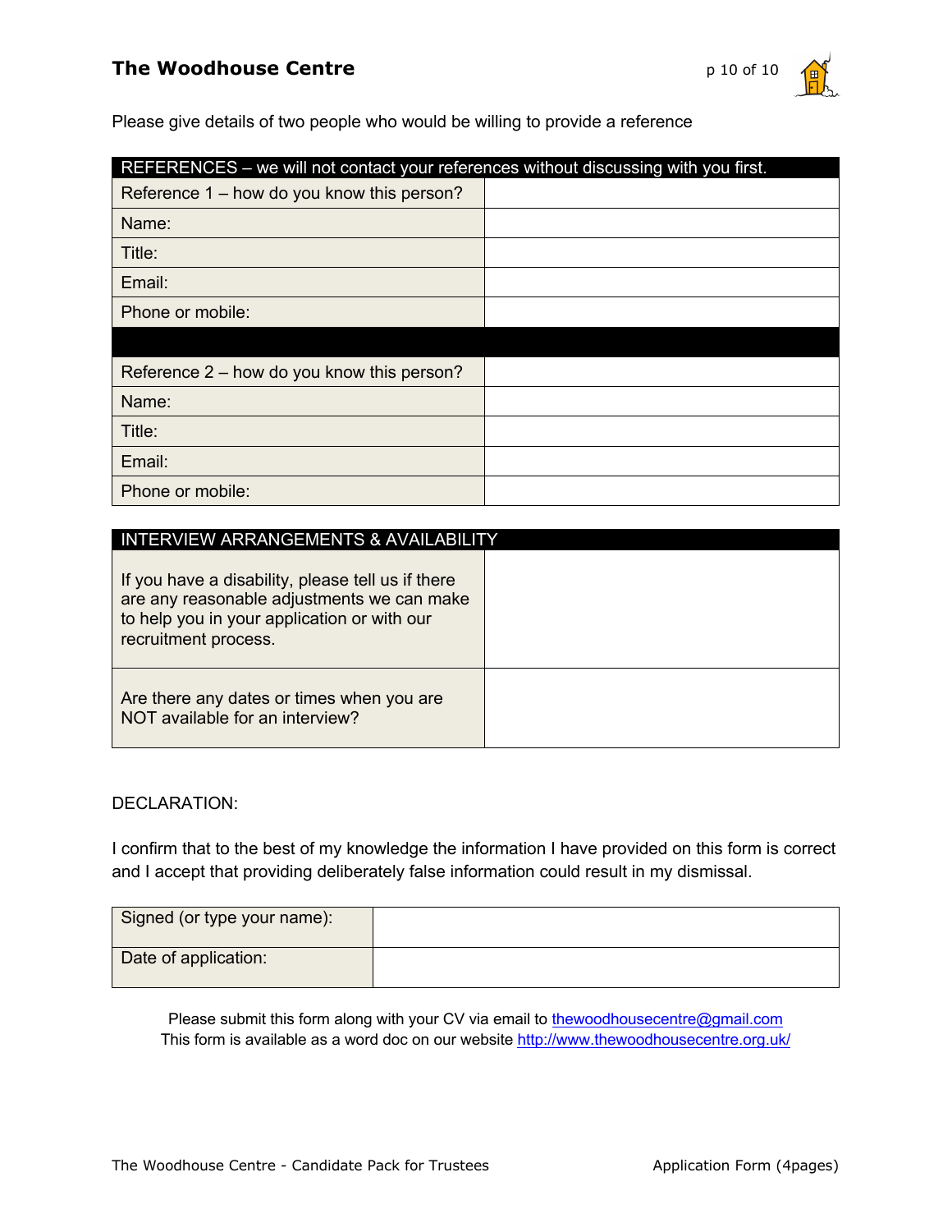Please give details of two people who would be willing to provide a reference

| REFERENCES – we will not contact your references without discussing with you first. | |
|---|---|
| Reference 1 – how do you know this person? | |
| Name: | |
| Title: | |
| Email: | |
| Phone or mobile: | |
| | |
| Reference 2 – how do you know this person? | |
| Name: | |
| Title: | |
| Email: | |
| Phone or mobile: | |

| INTERVIEW ARRANGEMENTS & AVAILABILITY | |
|---|---|
| If you have a disability, please tell us if there are any reasonable adjustments we can make to help you in your application or with our recruitment process. | |
| Are there any dates or times when you are NOT available for an interview? | |

DECLARATION:

I confirm that to the best of my knowledge the information I have provided on this form is correct and I accept that providing deliberately false information could result in my dismissal.

| | |
|---|---|
| Signed (or type your name): | |
| Date of application: | |

Please submit this form along with your CV via email to thewoodhousecentre@gmail.com
This form is available as a word doc on our website http://www.thewoodhousecentre.org.uk/